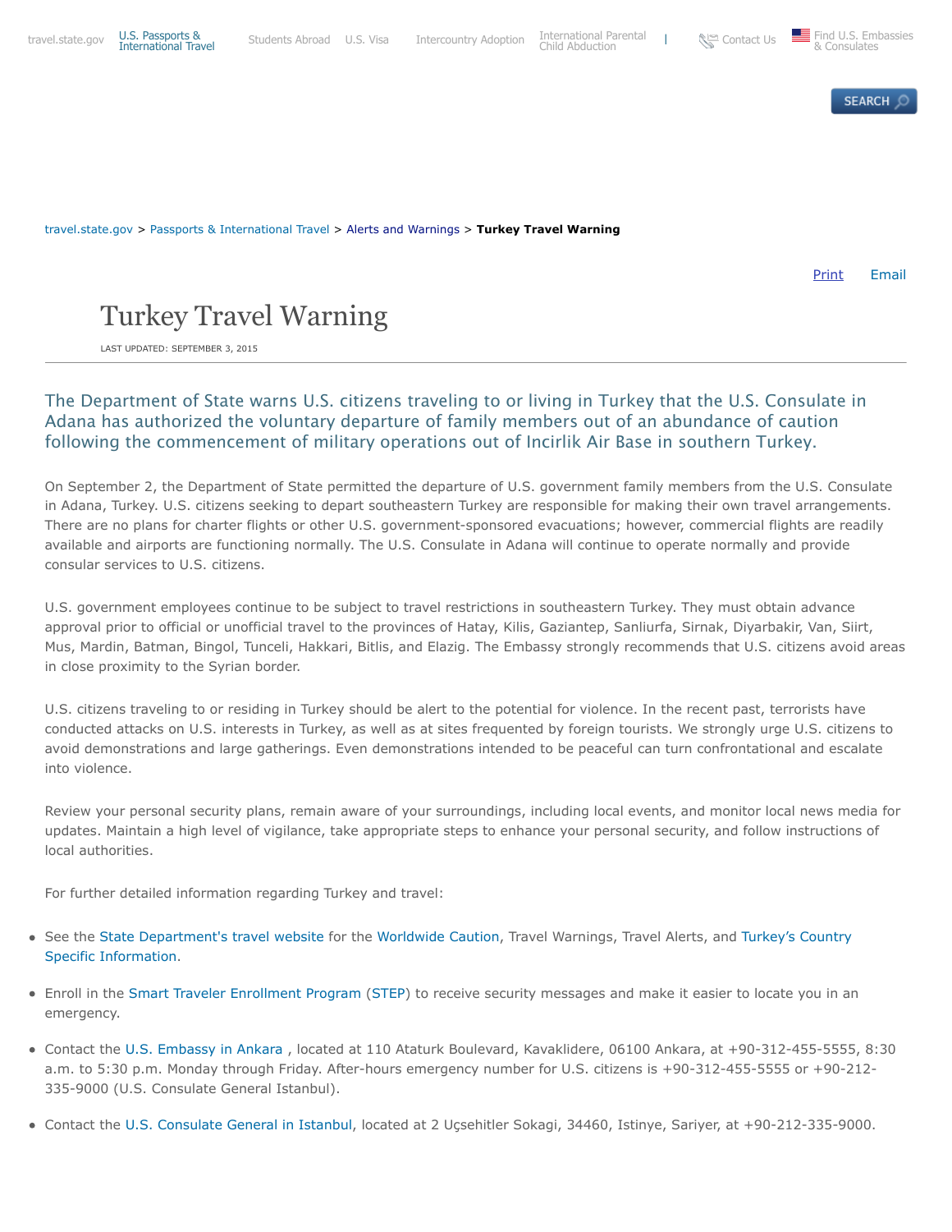travel.state.gov | U.S. Passports & International Travel | Students Abroad | U.S. Visa | Intercountry Adoption | International Parental Child Abduction | Contact Us | Find U.S. Embassies & Consulates

SEARCH

travel.state.gov > Passports & International Travel > Alerts and Warnings > **Turkey Travel Warning**

Print Email

# Turkey Travel Warning

LAST UPDATED: SEPTEMBER 3, 2015

## The Department of State warns U.S. citizens traveling to or living in Turkey that the U.S. Consulate in Adana has authorized the voluntary departure of family members out of an abundance of caution following the commencement of military operations out of Incirlik Air Base in southern Turkey.

On September 2, the Department of State permitted the departure of U.S. government family members from the U.S. Consulate in Adana, Turkey. U.S. citizens seeking to depart southeastern Turkey are responsible for making their own travel arrangements. There are no plans for charter flights or other U.S. government-sponsored evacuations; however, commercial flights are readily available and airports are functioning normally. The U.S. Consulate in Adana will continue to operate normally and provide consular services to U.S. citizens.

U.S. government employees continue to be subject to travel restrictions in southeastern Turkey. They must obtain advance approval prior to official or unofficial travel to the provinces of Hatay, Kilis, Gaziantep, Sanliurfa, Sirnak, Diyarbakir, Van, Siirt, Mus, Mardin, Batman, Bingol, Tunceli, Hakkari, Bitlis, and Elazig. The Embassy strongly recommends that U.S. citizens avoid areas in close proximity to the Syrian border.

U.S. citizens traveling to or residing in Turkey should be alert to the potential for violence. In the recent past, terrorists have conducted attacks on U.S. interests in Turkey, as well as at sites frequented by foreign tourists. We strongly urge U.S. citizens to avoid demonstrations and large gatherings. Even demonstrations intended to be peaceful can turn confrontational and escalate into violence.

Review your personal security plans, remain aware of your surroundings, including local events, and monitor local news media for updates. Maintain a high level of vigilance, take appropriate steps to enhance your personal security, and follow instructions of local authorities.

For further detailed information regarding Turkey and travel:

- See the State Department's travel website for the Worldwide Caution, Travel Warnings, Travel Alerts, and Turkey's Country Specific Information.
- Enroll in the Smart Traveler Enrollment Program (STEP) to receive security messages and make it easier to locate you in an emergency.
- Contact the U.S. Embassy in Ankara , located at 110 Ataturk Boulevard, Kavaklidere, 06100 Ankara, at +90-312-455-5555, 8:30 a.m. to 5:30 p.m. Monday through Friday. After-hours emergency number for U.S. citizens is +90-312-455-5555 or +90-212-335-9000 (U.S. Consulate General Istanbul).
- Contact the U.S. Consulate General in Istanbul, located at 2 Uçsehitler Sokagi, 34460, Istinye, Sariyer, at +90-212-335-9000.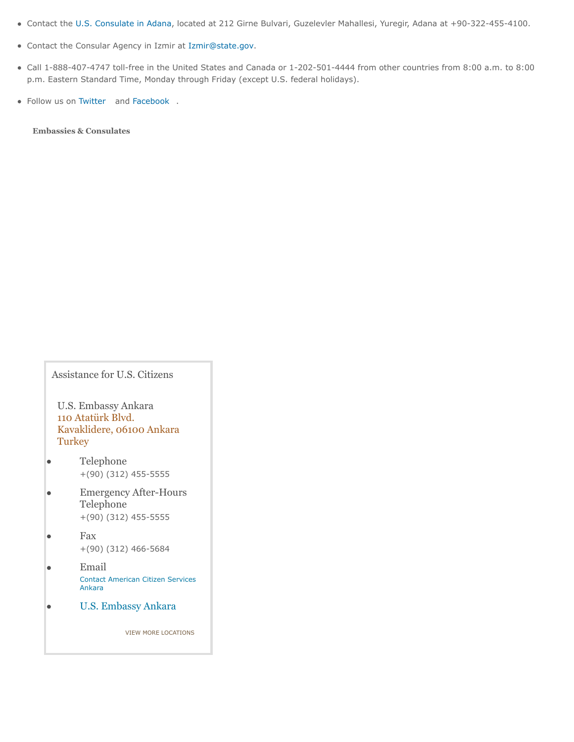- Contact the U.S. Consulate in Adana, located at 212 Girne Bulvari, Guzelevler Mahallesi, Yuregir, Adana at +90-322-455-4100.
- Contact the Consular Agency in Izmir at Izmir@state.gov.
- Call 1-888-407-4747 toll-free in the United States and Canada or 1-202-501-4444 from other countries from 8:00 a.m. to 8:00 p.m. Eastern Standard Time, Monday through Friday (except U.S. federal holidays).
- Follow us on Twitter and Facebook .

**Embassies & Consulates**

Assistance for U.S. Citizens

U.S. Embassy Ankara
110 Atatürk Blvd.
Kavaklidere, 06100 Ankara
Turkey

- Telephone
  +(90) (312) 455-5555
- Emergency After-Hours Telephone
  +(90) (312) 455-5555
- Fax
  +(90) (312) 466-5684
- Email
  Contact American Citizen Services Ankara
- U.S. Embassy Ankara

VIEW MORE LOCATIONS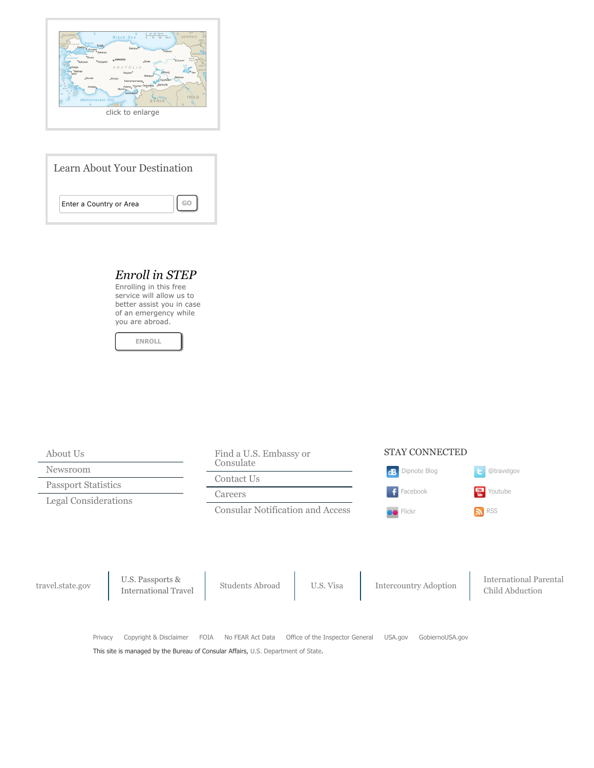click to enlarge

Learn About Your Destination

Enter a Country or Area GO

### *Enroll in STEP*

Enrolling in this free service will allow us to better assist you in case of an emergency while you are abroad.

ENROLL

- About Us
- Newsroom
- Passport Statistics
- Legal Considerations

- Find a U.S. Embassy or Consulate
- Contact Us
- Careers
- Consular Notification and Access

STAY CONNECTED

- Dipnote Blog
- @travelgov
- Facebook
- Youtube
- Flickr
- RSS

travel.state.gov | U.S. Passports & International Travel | Students Abroad | U.S. Visa | Intercountry Adoption | International Parental Child Abduction

Privacy Copyright & Disclaimer FOIA No FEAR Act Data Office of the Inspector General USA.gov GobiernoUSA.gov

This site is managed by the Bureau of Consular Affairs, U.S. Department of State.